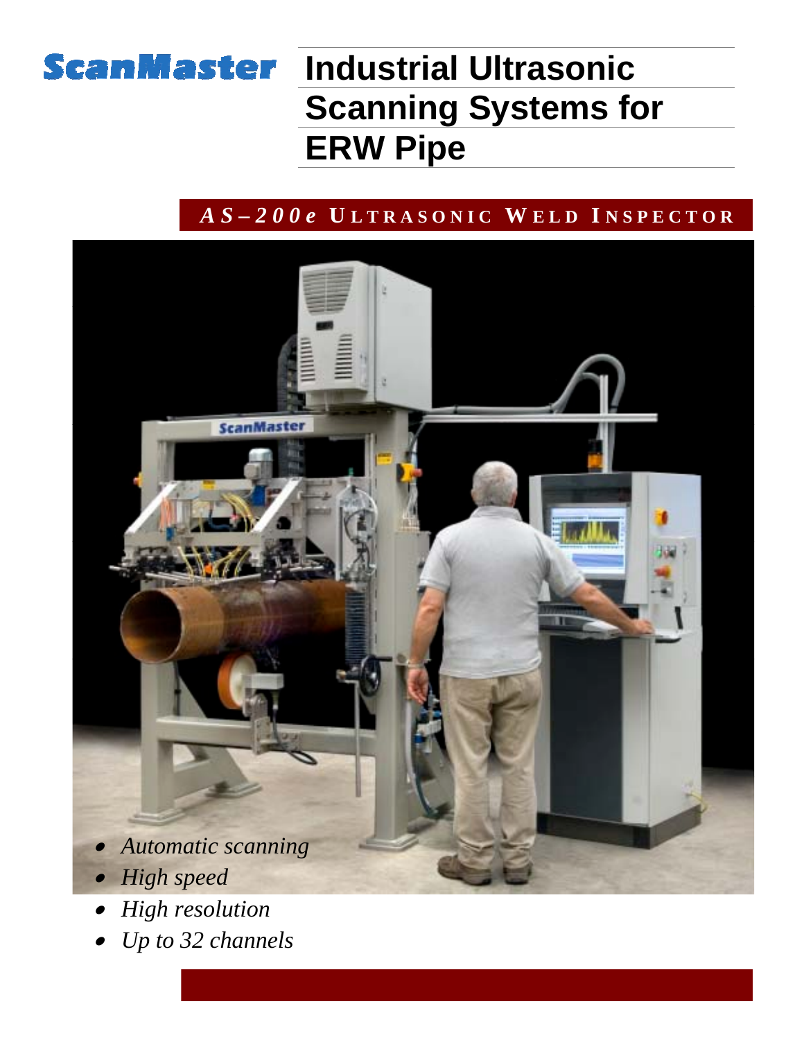ScanMaster

# Industrial Ultrasonic Scanning Systems for ERW Pipe

## *AS–200e* ULTRASONIC WELD INSPECTOR

- *Automatic scanning*
- *High speed*
- *High resolution*
- *Up to 32 channels*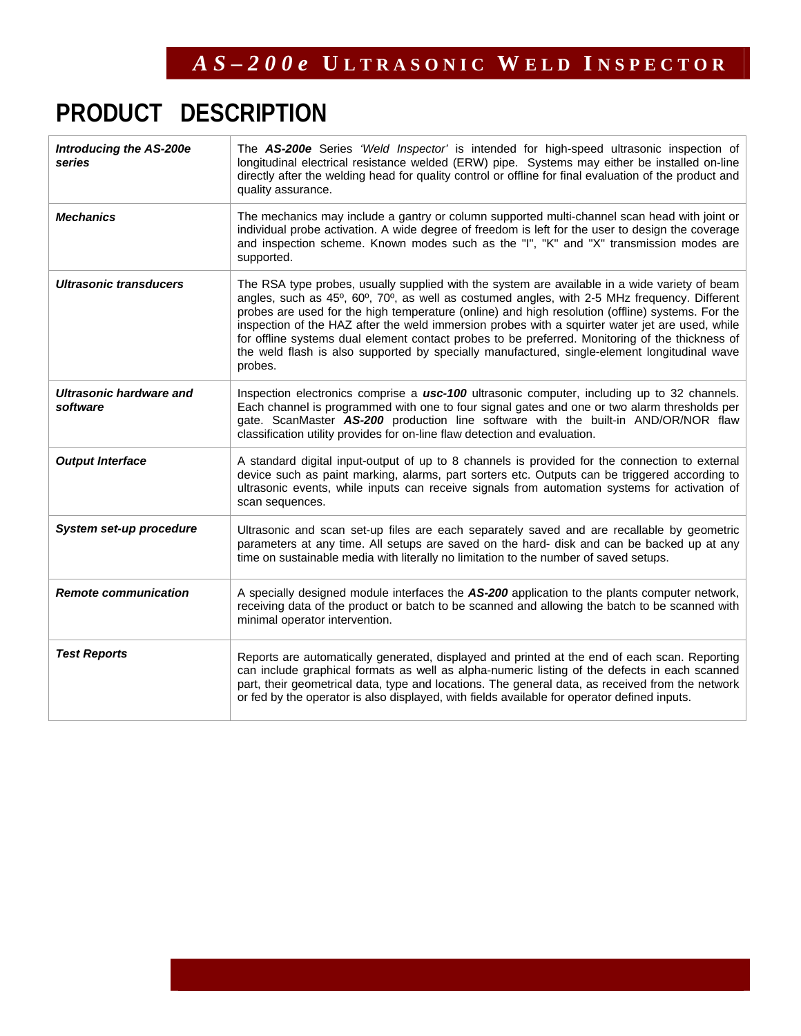# PRODUCT DESCRIPTION

| | |
|---|---|
| ***Introducing the AS-200e series*** | The ***AS-200e*** Series *'Weld Inspector'* is intended for high-speed ultrasonic inspection of longitudinal electrical resistance welded (ERW) pipe. Systems may either be installed on-line directly after the welding head for quality control or offline for final evaluation of the product and quality assurance. |
| ***Mechanics*** | The mechanics may include a gantry or column supported multi-channel scan head with joint or individual probe activation. A wide degree of freedom is left for the user to design the coverage and inspection scheme. Known modes such as the "I", "K" and "X" transmission modes are supported. |
| ***Ultrasonic transducers*** | The RSA type probes, usually supplied with the system are available in a wide variety of beam angles, such as 45º, 60º, 70º, as well as costumed angles, with 2-5 MHz frequency. Different probes are used for the high temperature (online) and high resolution (offline) systems. For the inspection of the HAZ after the weld immersion probes with a squirter water jet are used, while for offline systems dual element contact probes to be preferred. Monitoring of the thickness of the weld flash is also supported by specially manufactured, single-element longitudinal wave probes. |
| ***Ultrasonic hardware and software*** | Inspection electronics comprise a ***usc-100*** ultrasonic computer, including up to 32 channels. Each channel is programmed with one to four signal gates and one or two alarm thresholds per gate. ScanMaster ***AS-200*** production line software with the built-in AND/OR/NOR flaw classification utility provides for on-line flaw detection and evaluation. |
| ***Output Interface*** | A standard digital input-output of up to 8 channels is provided for the connection to external device such as paint marking, alarms, part sorters etc. Outputs can be triggered according to ultrasonic events, while inputs can receive signals from automation systems for activation of scan sequences. |
| ***System set-up procedure*** | Ultrasonic and scan set-up files are each separately saved and are recallable by geometric parameters at any time. All setups are saved on the hard- disk and can be backed up at any time on sustainable media with literally no limitation to the number of saved setups. |
| ***Remote communication*** | A specially designed module interfaces the ***AS-200*** application to the plants computer network, receiving data of the product or batch to be scanned and allowing the batch to be scanned with minimal operator intervention. |
| ***Test Reports*** | Reports are automatically generated, displayed and printed at the end of each scan. Reporting can include graphical formats as well as alpha-numeric listing of the defects in each scanned part, their geometrical data, type and locations. The general data, as received from the network or fed by the operator is also displayed, with fields available for operator defined inputs. |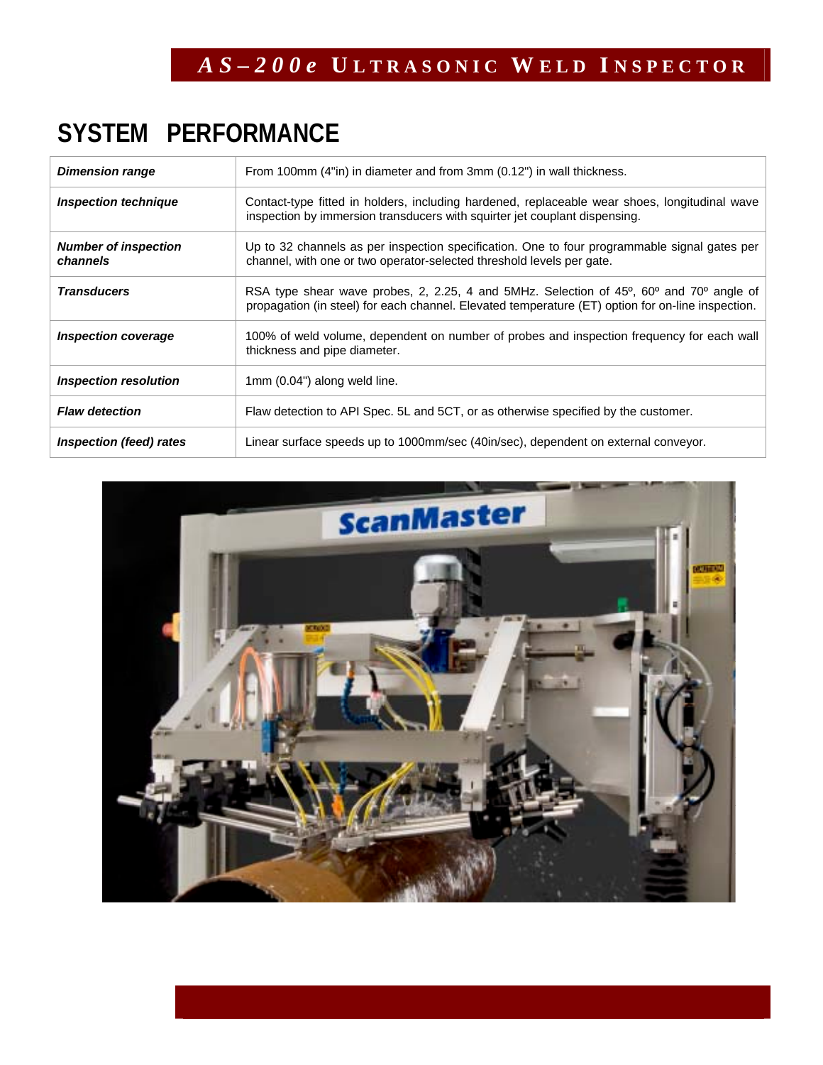## SYSTEM PERFORMANCE

| | |
|---|---|
| ***Dimension range*** | From 100mm (4"in) in diameter and from 3mm (0.12") in wall thickness. |
| ***Inspection technique*** | Contact-type fitted in holders, including hardened, replaceable wear shoes, longitudinal wave inspection by immersion transducers with squirter jet couplant dispensing. |
| ***Number of inspection channels*** | Up to 32 channels as per inspection specification. One to four programmable signal gates per channel, with one or two operator-selected threshold levels per gate. |
| ***Transducers*** | RSA type shear wave probes, 2, 2.25, 4 and 5MHz. Selection of 45º, 60º and 70º angle of propagation (in steel) for each channel. Elevated temperature (ET) option for on-line inspection. |
| ***Inspection coverage*** | 100% of weld volume, dependent on number of probes and inspection frequency for each wall thickness and pipe diameter. |
| ***Inspection resolution*** | 1mm (0.04") along weld line. |
| ***Flaw detection*** | Flaw detection to API Spec. 5L and 5CT, or as otherwise specified by the customer. |
| ***Inspection (feed) rates*** | Linear surface speeds up to 1000mm/sec (40in/sec), dependent on external conveyor. |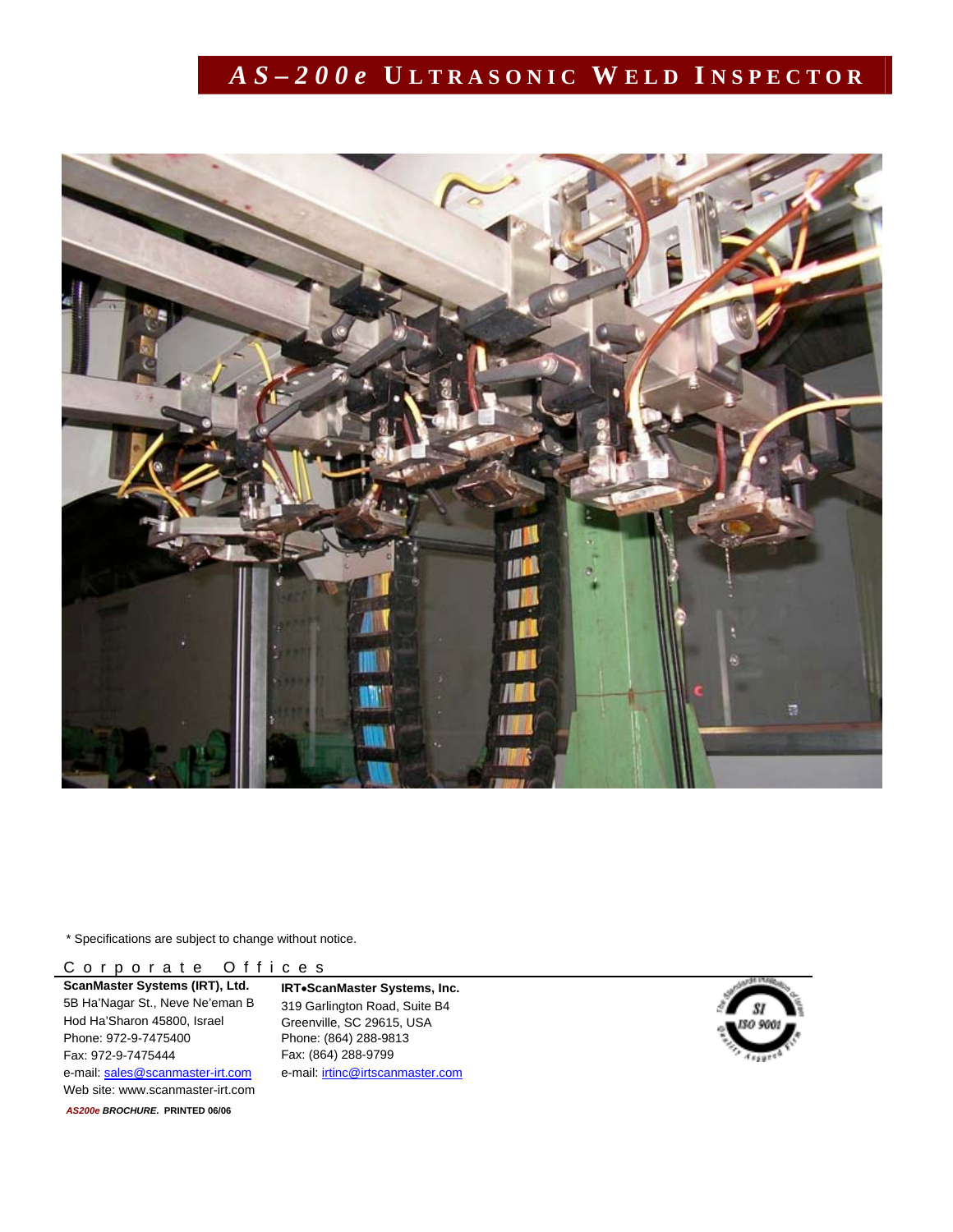# *AS–200e* Ultrasonic Weld Inspector

\* Specifications are subject to change without notice.

## Corporate Offices

**ScanMaster Systems (IRT), Ltd.**
5B Ha'Nagar St., Neve Ne'eman B
Hod Ha'Sharon 45800, Israel
Phone: 972-9-7475400
Fax: 972-9-7475444
e-mail: sales@scanmaster-irt.com
Web site: www.scanmaster-irt.com

**IRT•ScanMaster Systems, Inc.**
319 Garlington Road, Suite B4
Greenville, SC 29615, USA
Phone: (864) 288-9813
Fax: (864) 288-9799
e-mail: irtinc@irtscanmaster.com

***AS200e* BROCHURE. PRINTED 06/06**